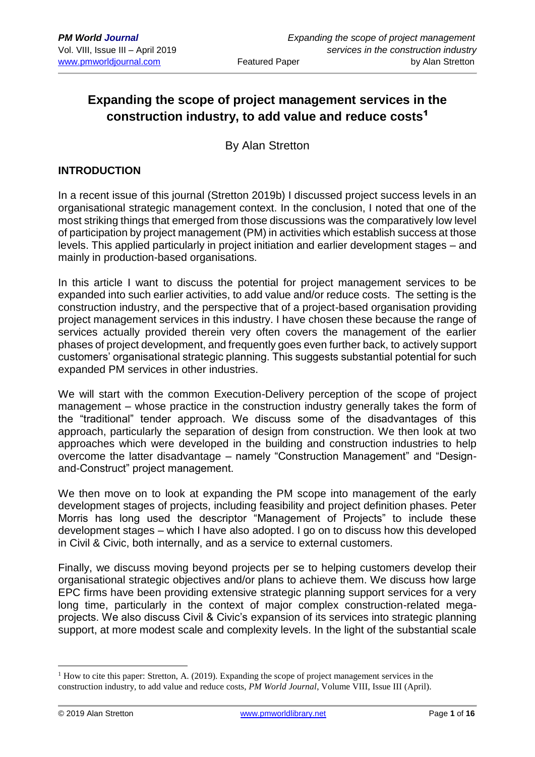# Expanding the scope of project management services in the construction industry, to add value and reduce costs[1]

By Alan Stretton

## INTRODUCTION

In a recent issue of this journal (Stretton 2019b) I discussed project success levels in an organisational strategic management context. In the conclusion, I noted that one of the most striking things that emerged from those discussions was the comparatively low level of participation by project management (PM) in activities which establish success at those levels. This applied particularly in project initiation and earlier development stages – and mainly in production-based organisations.

In this article I want to discuss the potential for project management services to be expanded into such earlier activities, to add value and/or reduce costs. The setting is the construction industry, and the perspective that of a project-based organisation providing project management services in this industry. I have chosen these because the range of services actually provided therein very often covers the management of the earlier phases of project development, and frequently goes even further back, to actively support customers' organisational strategic planning. This suggests substantial potential for such expanded PM services in other industries.

We will start with the common Execution-Delivery perception of the scope of project management – whose practice in the construction industry generally takes the form of the "traditional" tender approach. We discuss some of the disadvantages of this approach, particularly the separation of design from construction. We then look at two approaches which were developed in the building and construction industries to help overcome the latter disadvantage – namely "Construction Management" and "Design-and-Construct" project management.

We then move on to look at expanding the PM scope into management of the early development stages of projects, including feasibility and project definition phases. Peter Morris has long used the descriptor "Management of Projects" to include these development stages – which I have also adopted. I go on to discuss how this developed in Civil & Civic, both internally, and as a service to external customers.

Finally, we discuss moving beyond projects per se to helping customers develop their organisational strategic objectives and/or plans to achieve them. We discuss how large EPC firms have been providing extensive strategic planning support services for a very long time, particularly in the context of major complex construction-related mega-projects. We also discuss Civil & Civic's expansion of its services into strategic planning support, at more modest scale and complexity levels. In the light of the substantial scale

[1] How to cite this paper: Stretton, A. (2019). Expanding the scope of project management services in the construction industry, to add value and reduce costs, *PM World Journal*, Volume VIII, Issue III (April).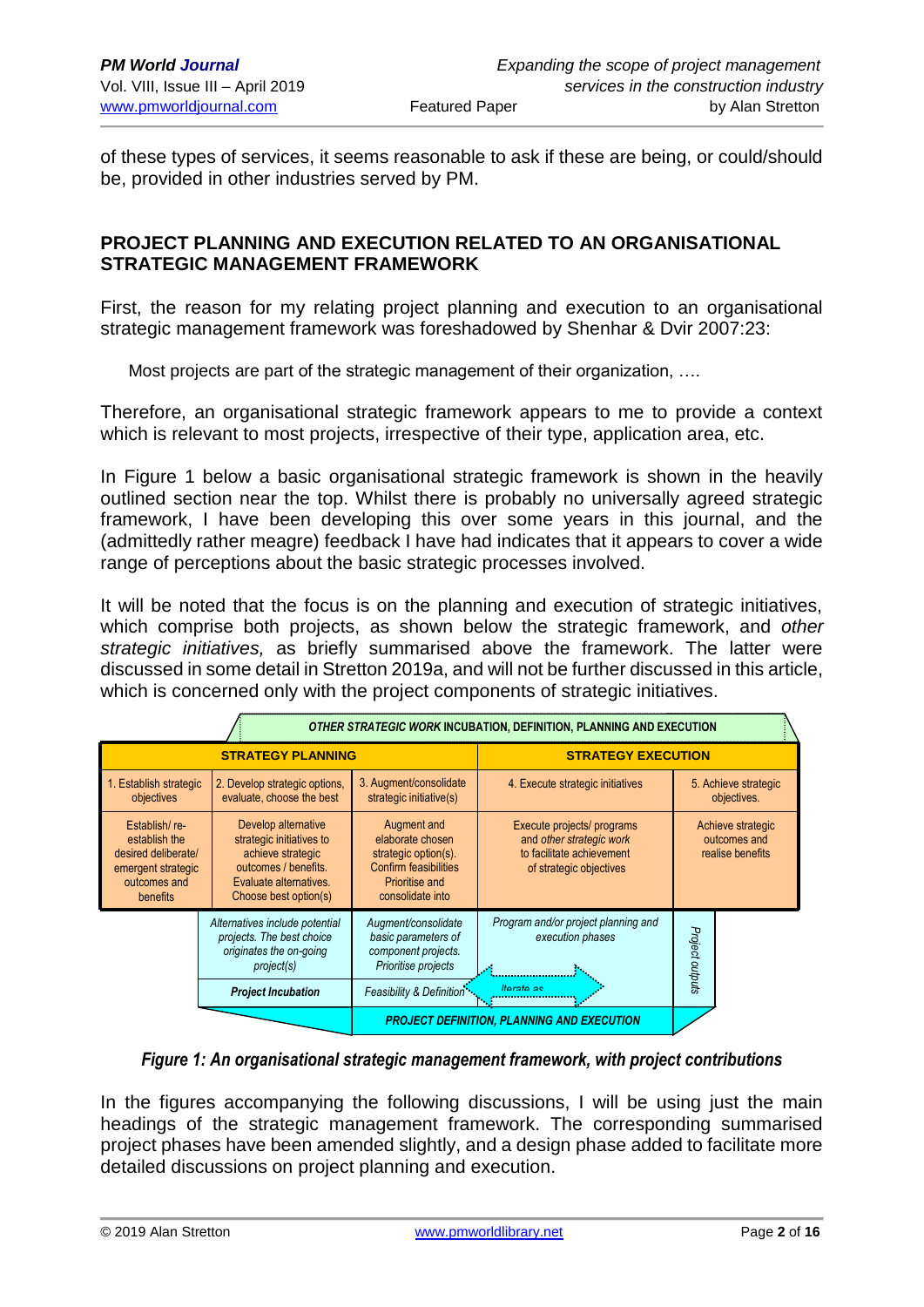of these types of services, it seems reasonable to ask if these are being, or could/should be, provided in other industries served by PM.

## PROJECT PLANNING AND EXECUTION RELATED TO AN ORGANISATIONAL STRATEGIC MANAGEMENT FRAMEWORK

First, the reason for my relating project planning and execution to an organisational strategic management framework was foreshadowed by Shenhar & Dvir 2007:23:

> Most projects are part of the strategic management of their organization, ….

Therefore, an organisational strategic framework appears to me to provide a context which is relevant to most projects, irrespective of their type, application area, etc.

In Figure 1 below a basic organisational strategic framework is shown in the heavily outlined section near the top. Whilst there is probably no universally agreed strategic framework, I have been developing this over some years in this journal, and the (admittedly rather meagre) feedback I have had indicates that it appears to cover a wide range of perceptions about the basic strategic processes involved.

It will be noted that the focus is on the planning and execution of strategic initiatives, which comprise both projects, as shown below the strategic framework, and *other strategic initiatives,* as briefly summarised above the framework. The latter were discussed in some detail in Stretton 2019a, and will not be further discussed in this article, which is concerned only with the project components of strategic initiatives.

| | ***OTHER STRATEGIC WORK* INCUBATION, DEFINITION, PLANNING AND EXECUTION** | | | |
|---|---|---|---|---|
| **STRATEGY PLANNING** | | | **STRATEGY EXECUTION** | |
| 1. Establish strategic objectives | 2. Develop strategic options, evaluate, choose the best | 3. Augment/consolidate strategic initiative(s) | 4. Execute strategic initiatives | 5. Achieve strategic objectives. |
| Establish/ re-establish the desired deliberate/ emergent strategic outcomes and benefits | Develop alternative strategic initiatives to achieve strategic outcomes / benefits. Evaluate alternatives. Choose best option(s) | Augment and elaborate chosen strategic option(s). Confirm feasibilities Prioritise and consolidate into | Execute projects/ programs and *other strategic work* to facilitate achievement of strategic objectives | Achieve strategic outcomes and realise benefits |
| | *Alternatives include potential projects. The best choice originates the on-going project(s)* | *Augment/consolidate basic parameters of component projects. Prioritise projects* | *Program and/or project planning and execution phases* | *Project outputs* |
| | ***Project Incubation*** | *Feasibility & Definition* | *Iterate as* | |
| | | ***PROJECT DEFINITION, PLANNING AND EXECUTION*** | | |

***Figure 1: An organisational strategic management framework, with project contributions***

In the figures accompanying the following discussions, I will be using just the main headings of the strategic management framework. The corresponding summarised project phases have been amended slightly, and a design phase added to facilitate more detailed discussions on project planning and execution.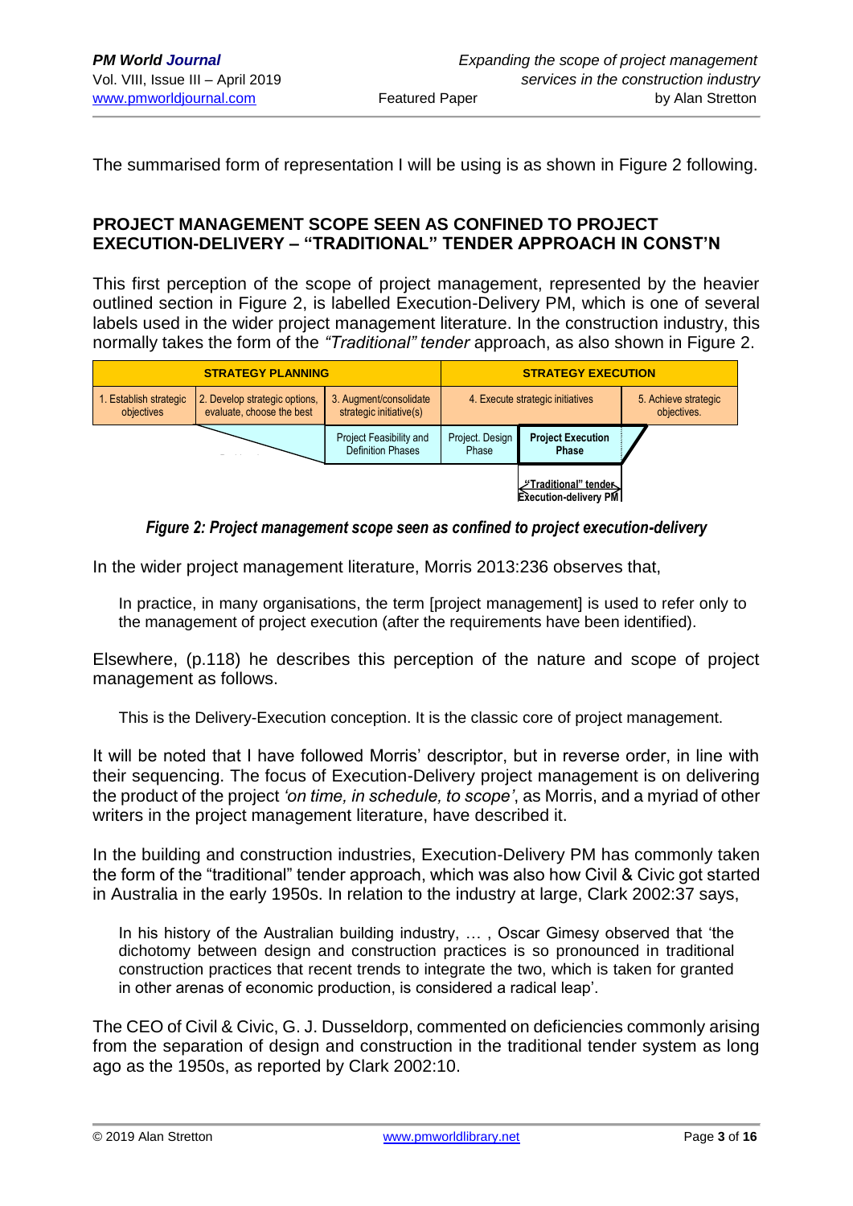The summarised form of representation I will be using is as shown in Figure 2 following.

## PROJECT MANAGEMENT SCOPE SEEN AS CONFINED TO PROJECT EXECUTION-DELIVERY – "TRADITIONAL" TENDER APPROACH IN CONST'N

This first perception of the scope of project management, represented by the heavier outlined section in Figure 2, is labelled Execution-Delivery PM, which is one of several labels used in the wider project management literature. In the construction industry, this normally takes the form of the *"Traditional" tender* approach, as also shown in Figure 2.

| STRATEGY PLANNING | | | STRATEGY EXECUTION | | |
|---|---|---|---|---|---|
| 1. Establish strategic objectives | 2. Develop strategic options, evaluate, choose the best | 3. Augment/consolidate strategic initiative(s) | 4. Execute strategic initiatives | | 5. Achieve strategic objectives. |
| | | Project Feasibility and Definition Phases | Project. Design Phase | **Project Execution Phase** | |
| | | | | **"Traditional" tender Execution-delivery PM** | |

***Figure 2: Project management scope seen as confined to project execution-delivery***

In the wider project management literature, Morris 2013:236 observes that,

> In practice, in many organisations, the term [project management] is used to refer only to the management of project execution (after the requirements have been identified).

Elsewhere, (p.118) he describes this perception of the nature and scope of project management as follows.

> This is the Delivery-Execution conception. It is the classic core of project management.

It will be noted that I have followed Morris' descriptor, but in reverse order, in line with their sequencing. The focus of Execution-Delivery project management is on delivering the product of the project *'on time, in schedule, to scope'*, as Morris, and a myriad of other writers in the project management literature, have described it.

In the building and construction industries, Execution-Delivery PM has commonly taken the form of the "traditional" tender approach, which was also how Civil & Civic got started in Australia in the early 1950s. In relation to the industry at large, Clark 2002:37 says,

> In his history of the Australian building industry, … , Oscar Gimesy observed that 'the dichotomy between design and construction practices is so pronounced in traditional construction practices that recent trends to integrate the two, which is taken for granted in other arenas of economic production, is considered a radical leap'.

The CEO of Civil & Civic, G. J. Dusseldorp, commented on deficiencies commonly arising from the separation of design and construction in the traditional tender system as long ago as the 1950s, as reported by Clark 2002:10.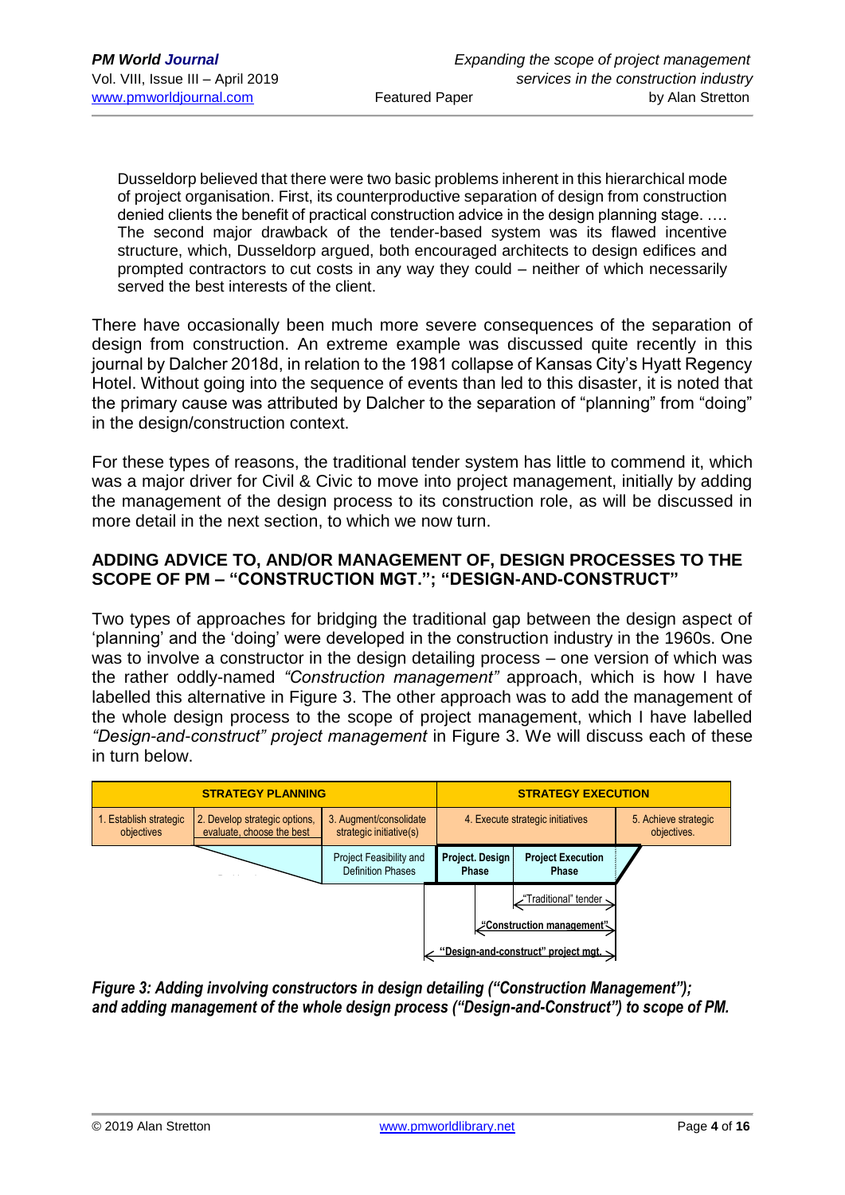> Dusseldorp believed that there were two basic problems inherent in this hierarchical mode of project organisation. First, its counterproductive separation of design from construction denied clients the benefit of practical construction advice in the design planning stage. …. The second major drawback of the tender-based system was its flawed incentive structure, which, Dusseldorp argued, both encouraged architects to design edifices and prompted contractors to cut costs in any way they could – neither of which necessarily served the best interests of the client.

There have occasionally been much more severe consequences of the separation of design from construction. An extreme example was discussed quite recently in this journal by Dalcher 2018d, in relation to the 1981 collapse of Kansas City's Hyatt Regency Hotel. Without going into the sequence of events than led to this disaster, it is noted that the primary cause was attributed by Dalcher to the separation of "planning" from "doing" in the design/construction context.

For these types of reasons, the traditional tender system has little to commend it, which was a major driver for Civil & Civic to move into project management, initially by adding the management of the design process to its construction role, as will be discussed in more detail in the next section, to which we now turn.

## ADDING ADVICE TO, AND/OR MANAGEMENT OF, DESIGN PROCESSES TO THE SCOPE OF PM – "CONSTRUCTION MGT."; "DESIGN-AND-CONSTRUCT"

Two types of approaches for bridging the traditional gap between the design aspect of 'planning' and the 'doing' were developed in the construction industry in the 1960s. One was to involve a constructor in the design detailing process – one version of which was the rather oddly-named *"Construction management"* approach, which is how I have labelled this alternative in Figure 3. The other approach was to add the management of the whole design process to the scope of project management, which I have labelled *"Design-and-construct" project management* in Figure 3. We will discuss each of these in turn below.

| STRATEGY PLANNING | | | STRATEGY EXECUTION | | |
|---|---|---|---|---|---|
| 1. Establish strategic objectives | 2. Develop strategic options, evaluate, choose the best | 3. Augment/consolidate strategic initiative(s) | 4. Execute strategic initiatives | | 5. Achieve strategic objectives. |
| | | Project Feasibility and Definition Phases | **Project. Design Phase** | **Project Execution Phase** | |
| | | | | "Traditional" tender | |
| | | | **"Construction management"** | | |
| | | | **"Design-and-construct" project mgt.** | | |

***Figure 3: Adding involving constructors in design detailing ("Construction Management"); and adding management of the whole design process ("Design-and-Construct") to scope of PM.***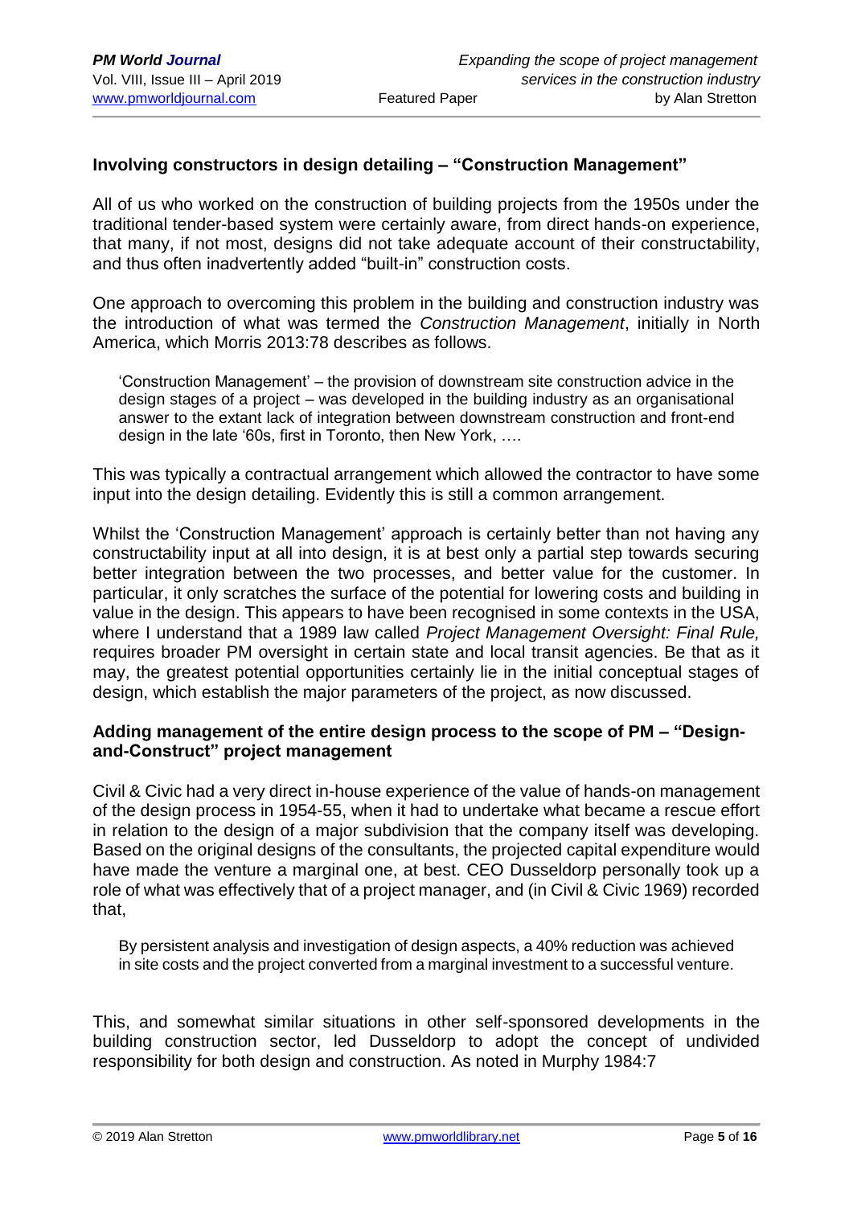### Involving constructors in design detailing – "Construction Management"

All of us who worked on the construction of building projects from the 1950s under the traditional tender-based system were certainly aware, from direct hands-on experience, that many, if not most, designs did not take adequate account of their constructability, and thus often inadvertently added "built-in" construction costs.

One approach to overcoming this problem in the building and construction industry was the introduction of what was termed the *Construction Management*, initially in North America, which Morris 2013:78 describes as follows.

> 'Construction Management' – the provision of downstream site construction advice in the design stages of a project – was developed in the building industry as an organisational answer to the extant lack of integration between downstream construction and front-end design in the late '60s, first in Toronto, then New York, ….

This was typically a contractual arrangement which allowed the contractor to have some input into the design detailing. Evidently this is still a common arrangement.

Whilst the 'Construction Management' approach is certainly better than not having any constructability input at all into design, it is at best only a partial step towards securing better integration between the two processes, and better value for the customer. In particular, it only scratches the surface of the potential for lowering costs and building in value in the design. This appears to have been recognised in some contexts in the USA, where I understand that a 1989 law called *Project Management Oversight: Final Rule,* requires broader PM oversight in certain state and local transit agencies. Be that as it may, the greatest potential opportunities certainly lie in the initial conceptual stages of design, which establish the major parameters of the project, as now discussed.

### Adding management of the entire design process to the scope of PM – "Design-and-Construct" project management

Civil & Civic had a very direct in-house experience of the value of hands-on management of the design process in 1954-55, when it had to undertake what became a rescue effort in relation to the design of a major subdivision that the company itself was developing. Based on the original designs of the consultants, the projected capital expenditure would have made the venture a marginal one, at best. CEO Dusseldorp personally took up a role of what was effectively that of a project manager, and (in Civil & Civic 1969) recorded that,

> By persistent analysis and investigation of design aspects, a 40% reduction was achieved in site costs and the project converted from a marginal investment to a successful venture.

This, and somewhat similar situations in other self-sponsored developments in the building construction sector, led Dusseldorp to adopt the concept of undivided responsibility for both design and construction. As noted in Murphy 1984:7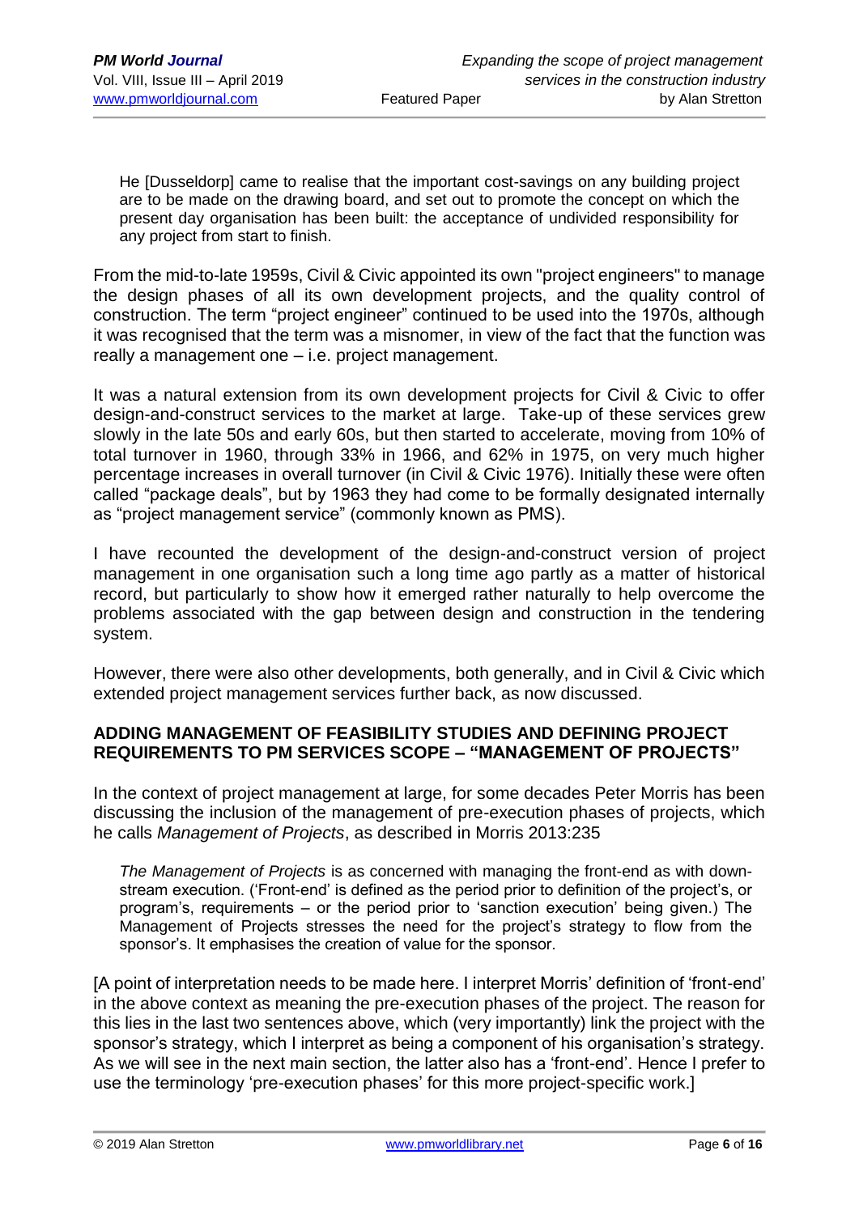> He [Dusseldorp] came to realise that the important cost-savings on any building project are to be made on the drawing board, and set out to promote the concept on which the present day organisation has been built: the acceptance of undivided responsibility for any project from start to finish.

From the mid-to-late 1959s, Civil & Civic appointed its own "project engineers" to manage the design phases of all its own development projects, and the quality control of construction. The term "project engineer" continued to be used into the 1970s, although it was recognised that the term was a misnomer, in view of the fact that the function was really a management one – i.e. project management.

It was a natural extension from its own development projects for Civil & Civic to offer design-and-construct services to the market at large. Take-up of these services grew slowly in the late 50s and early 60s, but then started to accelerate, moving from 10% of total turnover in 1960, through 33% in 1966, and 62% in 1975, on very much higher percentage increases in overall turnover (in Civil & Civic 1976). Initially these were often called "package deals", but by 1963 they had come to be formally designated internally as "project management service" (commonly known as PMS).

I have recounted the development of the design-and-construct version of project management in one organisation such a long time ago partly as a matter of historical record, but particularly to show how it emerged rather naturally to help overcome the problems associated with the gap between design and construction in the tendering system.

However, there were also other developments, both generally, and in Civil & Civic which extended project management services further back, as now discussed.

## ADDING MANAGEMENT OF FEASIBILITY STUDIES AND DEFINING PROJECT REQUIREMENTS TO PM SERVICES SCOPE – "MANAGEMENT OF PROJECTS"

In the context of project management at large, for some decades Peter Morris has been discussing the inclusion of the management of pre-execution phases of projects, which he calls *Management of Projects*, as described in Morris 2013:235

> *The Management of Projects* is as concerned with managing the front-end as with down-stream execution. ('Front-end' is defined as the period prior to definition of the project's, or program's, requirements – or the period prior to 'sanction execution' being given.) The Management of Projects stresses the need for the project's strategy to flow from the sponsor's. It emphasises the creation of value for the sponsor.

[A point of interpretation needs to be made here. I interpret Morris' definition of 'front-end' in the above context as meaning the pre-execution phases of the project. The reason for this lies in the last two sentences above, which (very importantly) link the project with the sponsor's strategy, which I interpret as being a component of his organisation's strategy. As we will see in the next main section, the latter also has a 'front-end'. Hence I prefer to use the terminology 'pre-execution phases' for this more project-specific work.]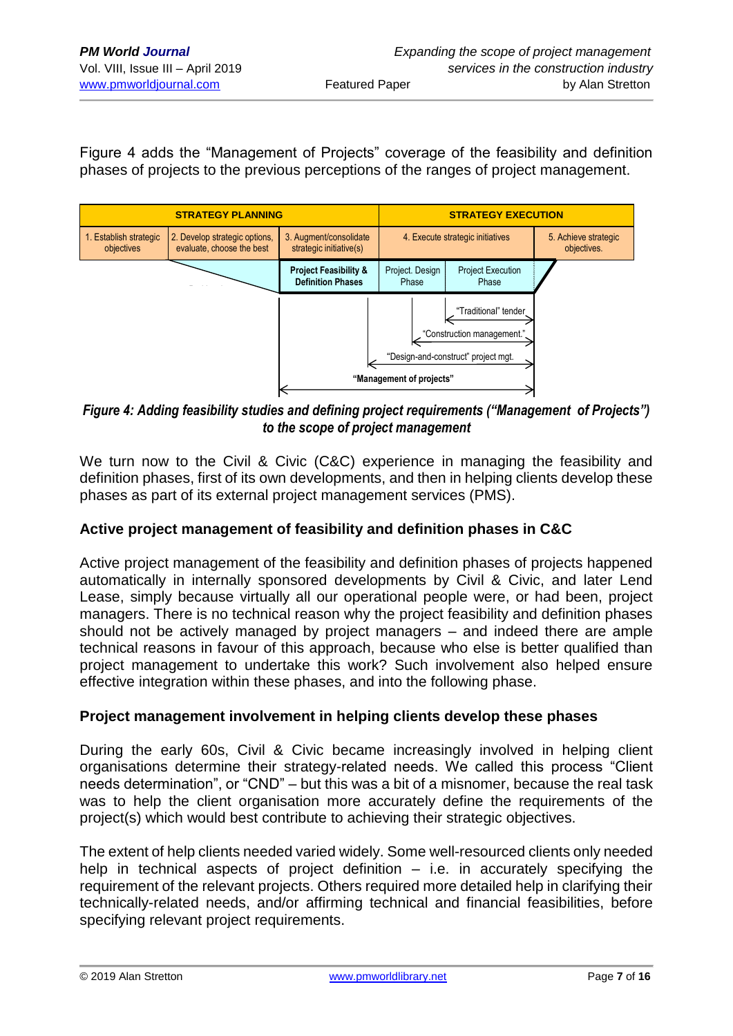Figure 4 adds the "Management of Projects" coverage of the feasibility and definition phases of projects to the previous perceptions of the ranges of project management.

| STRATEGY PLANNING | | | STRATEGY EXECUTION | | |
|---|---|---|---|---|---|
| 1. Establish strategic objectives | 2. Develop strategic options, evaluate, choose the best | 3. Augment/consolidate strategic initiative(s) | 4. Execute strategic initiatives | | 5. Achieve strategic objectives. |
| | | **Project Feasibility & Definition Phases** | Project. Design Phase | Project Execution Phase | |

"Traditional" tender

"Construction management."

"Design-and-construct" project mgt.

**"Management of projects"**

***Figure 4: Adding feasibility studies and defining project requirements ("Management of Projects") to the scope of project management***

We turn now to the Civil & Civic (C&C) experience in managing the feasibility and definition phases, first of its own developments, and then in helping clients develop these phases as part of its external project management services (PMS).

### Active project management of feasibility and definition phases in C&C

Active project management of the feasibility and definition phases of projects happened automatically in internally sponsored developments by Civil & Civic, and later Lend Lease, simply because virtually all our operational people were, or had been, project managers. There is no technical reason why the project feasibility and definition phases should not be actively managed by project managers – and indeed there are ample technical reasons in favour of this approach, because who else is better qualified than project management to undertake this work? Such involvement also helped ensure effective integration within these phases, and into the following phase.

### Project management involvement in helping clients develop these phases

During the early 60s, Civil & Civic became increasingly involved in helping client organisations determine their strategy-related needs. We called this process "Client needs determination", or "CND" – but this was a bit of a misnomer, because the real task was to help the client organisation more accurately define the requirements of the project(s) which would best contribute to achieving their strategic objectives.

The extent of help clients needed varied widely. Some well-resourced clients only needed help in technical aspects of project definition – i.e. in accurately specifying the requirement of the relevant projects. Others required more detailed help in clarifying their technically-related needs, and/or affirming technical and financial feasibilities, before specifying relevant project requirements.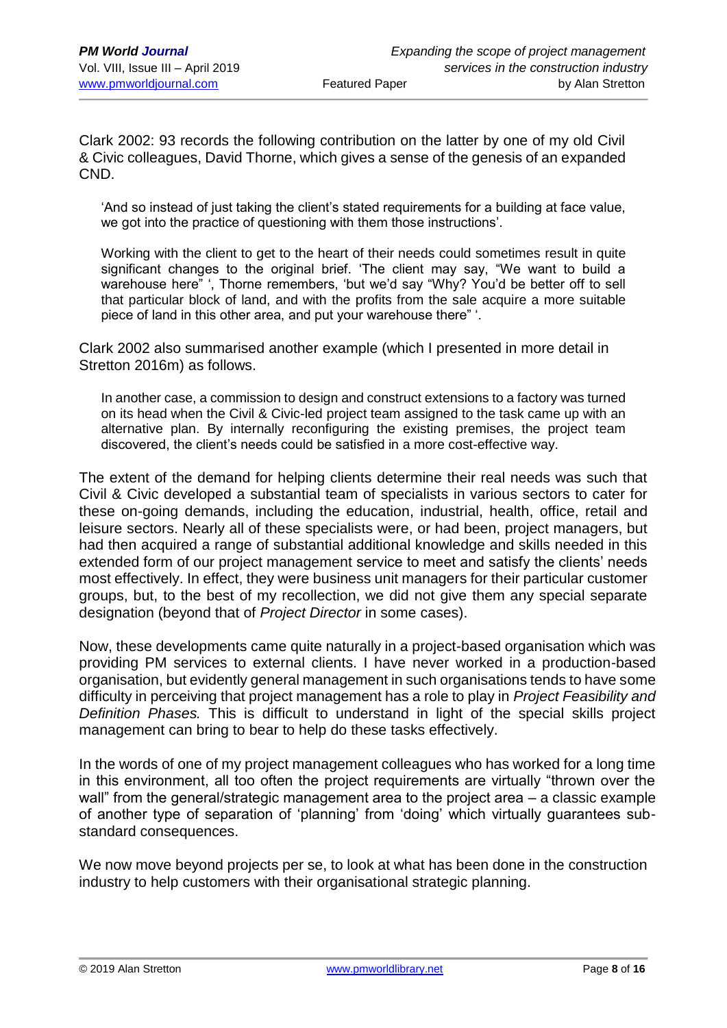Clark 2002: 93 records the following contribution on the latter by one of my old Civil & Civic colleagues, David Thorne, which gives a sense of the genesis of an expanded CND.

> 'And so instead of just taking the client's stated requirements for a building at face value, we got into the practice of questioning with them those instructions'.
>
> Working with the client to get to the heart of their needs could sometimes result in quite significant changes to the original brief. 'The client may say, "We want to build a warehouse here" ', Thorne remembers, 'but we'd say "Why? You'd be better off to sell that particular block of land, and with the profits from the sale acquire a more suitable piece of land in this other area, and put your warehouse there" '.

Clark 2002 also summarised another example (which I presented in more detail in Stretton 2016m) as follows.

> In another case, a commission to design and construct extensions to a factory was turned on its head when the Civil & Civic-led project team assigned to the task came up with an alternative plan. By internally reconfiguring the existing premises, the project team discovered, the client's needs could be satisfied in a more cost-effective way.

The extent of the demand for helping clients determine their real needs was such that Civil & Civic developed a substantial team of specialists in various sectors to cater for these on-going demands, including the education, industrial, health, office, retail and leisure sectors. Nearly all of these specialists were, or had been, project managers, but had then acquired a range of substantial additional knowledge and skills needed in this extended form of our project management service to meet and satisfy the clients' needs most effectively. In effect, they were business unit managers for their particular customer groups, but, to the best of my recollection, we did not give them any special separate designation (beyond that of *Project Director* in some cases).

Now, these developments came quite naturally in a project-based organisation which was providing PM services to external clients. I have never worked in a production-based organisation, but evidently general management in such organisations tends to have some difficulty in perceiving that project management has a role to play in *Project Feasibility and Definition Phases.* This is difficult to understand in light of the special skills project management can bring to bear to help do these tasks effectively.

In the words of one of my project management colleagues who has worked for a long time in this environment, all too often the project requirements are virtually "thrown over the wall" from the general/strategic management area to the project area – a classic example of another type of separation of 'planning' from 'doing' which virtually guarantees sub-standard consequences.

We now move beyond projects per se, to look at what has been done in the construction industry to help customers with their organisational strategic planning.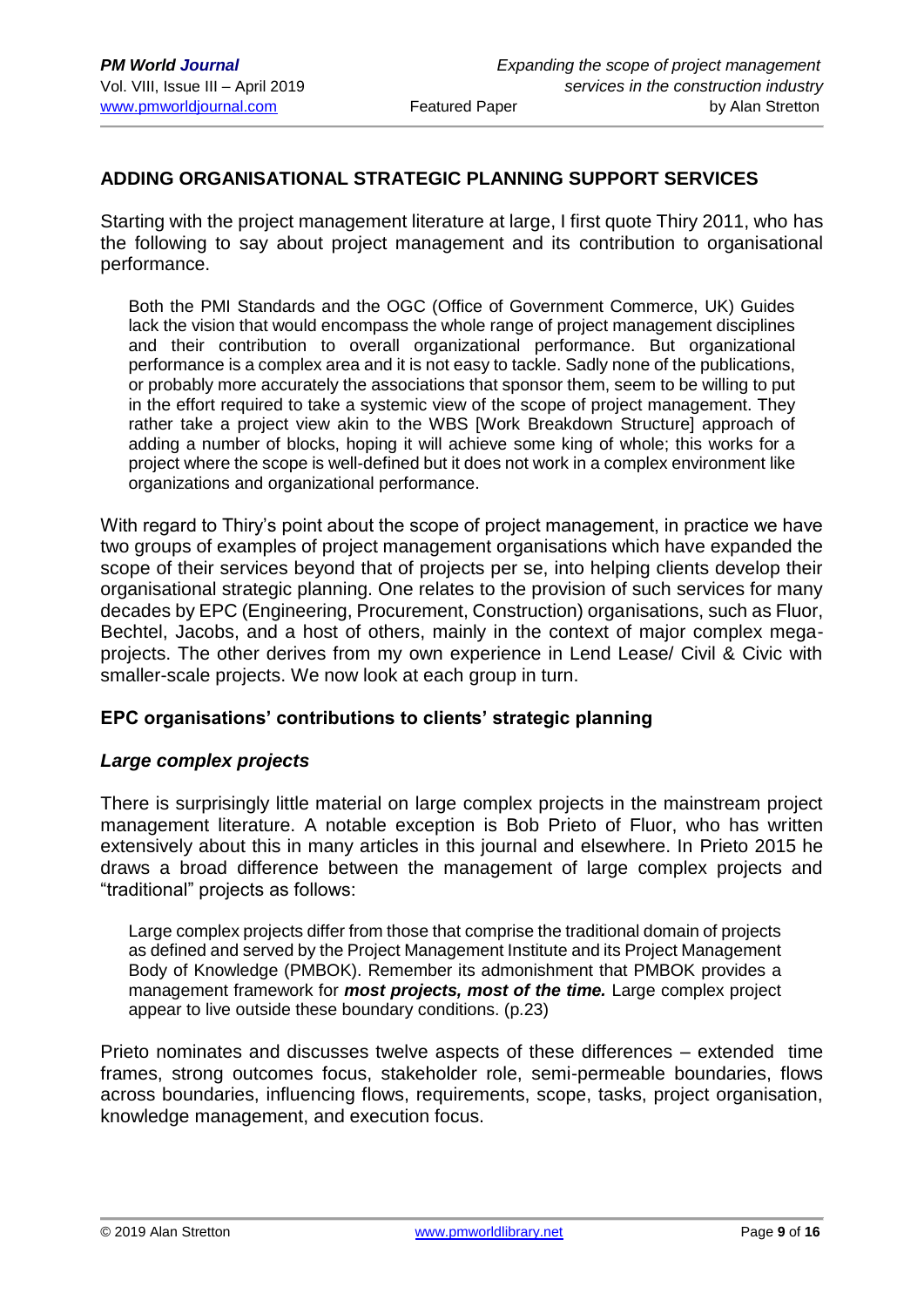## ADDING ORGANISATIONAL STRATEGIC PLANNING SUPPORT SERVICES

Starting with the project management literature at large, I first quote Thiry 2011, who has the following to say about project management and its contribution to organisational performance.

> Both the PMI Standards and the OGC (Office of Government Commerce, UK) Guides lack the vision that would encompass the whole range of project management disciplines and their contribution to overall organizational performance. But organizational performance is a complex area and it is not easy to tackle. Sadly none of the publications, or probably more accurately the associations that sponsor them, seem to be willing to put in the effort required to take a systemic view of the scope of project management. They rather take a project view akin to the WBS [Work Breakdown Structure] approach of adding a number of blocks, hoping it will achieve some king of whole; this works for a project where the scope is well-defined but it does not work in a complex environment like organizations and organizational performance.

With regard to Thiry's point about the scope of project management, in practice we have two groups of examples of project management organisations which have expanded the scope of their services beyond that of projects per se, into helping clients develop their organisational strategic planning. One relates to the provision of such services for many decades by EPC (Engineering, Procurement, Construction) organisations, such as Fluor, Bechtel, Jacobs, and a host of others, mainly in the context of major complex mega-projects. The other derives from my own experience in Lend Lease/ Civil & Civic with smaller-scale projects. We now look at each group in turn.

### EPC organisations' contributions to clients' strategic planning

#### *Large complex projects*

There is surprisingly little material on large complex projects in the mainstream project management literature. A notable exception is Bob Prieto of Fluor, who has written extensively about this in many articles in this journal and elsewhere. In Prieto 2015 he draws a broad difference between the management of large complex projects and "traditional" projects as follows:

> Large complex projects differ from those that comprise the traditional domain of projects as defined and served by the Project Management Institute and its Project Management Body of Knowledge (PMBOK). Remember its admonishment that PMBOK provides a management framework for ***most projects, most of the time.*** Large complex project appear to live outside these boundary conditions. (p.23)

Prieto nominates and discusses twelve aspects of these differences – extended time frames, strong outcomes focus, stakeholder role, semi-permeable boundaries, flows across boundaries, influencing flows, requirements, scope, tasks, project organisation, knowledge management, and execution focus.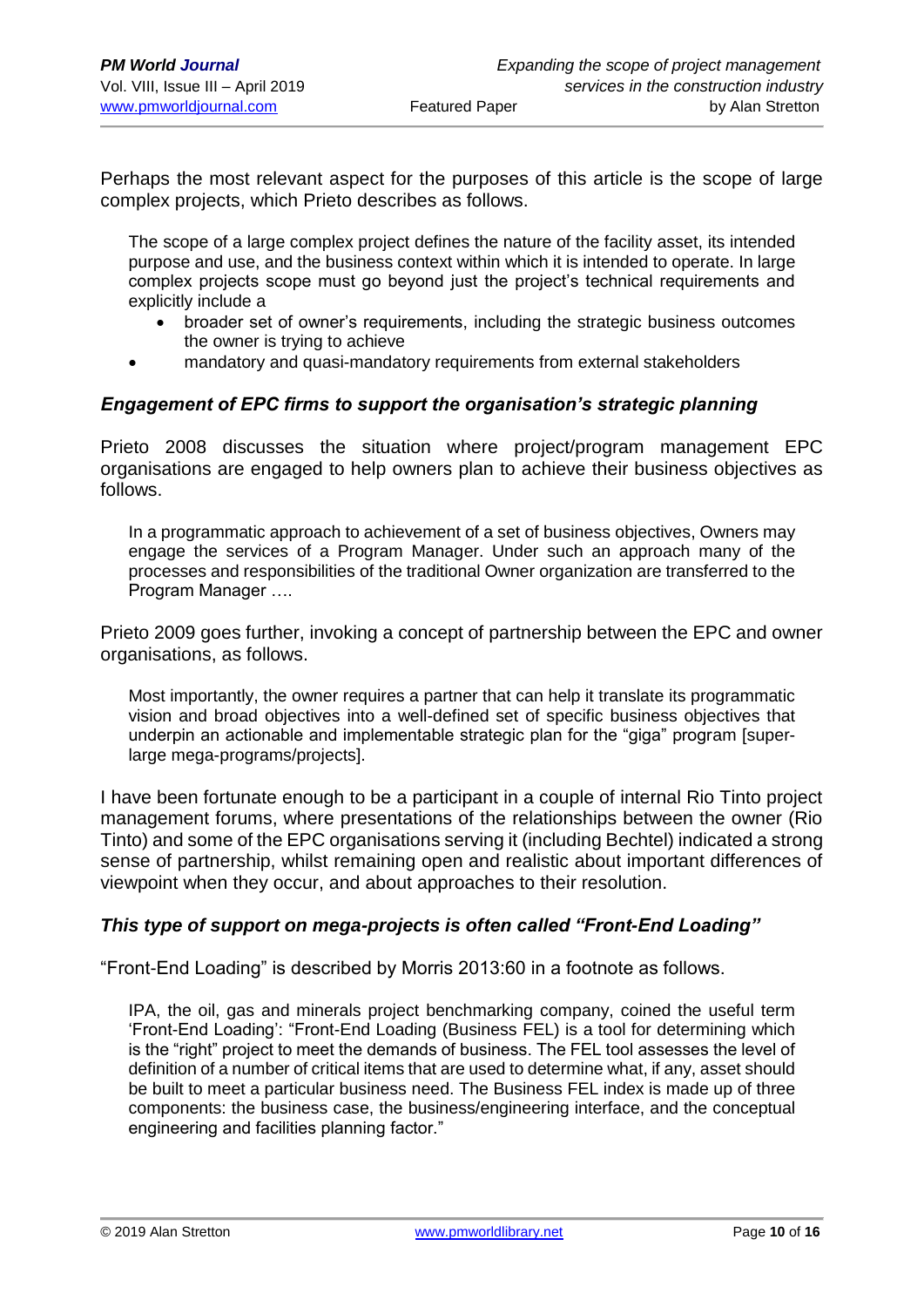Perhaps the most relevant aspect for the purposes of this article is the scope of large complex projects, which Prieto describes as follows.

> The scope of a large complex project defines the nature of the facility asset, its intended purpose and use, and the business context within which it is intended to operate. In large complex projects scope must go beyond just the project's technical requirements and explicitly include a
>
> - broader set of owner's requirements, including the strategic business outcomes the owner is trying to achieve
> - mandatory and quasi-mandatory requirements from external stakeholders

### *Engagement of EPC firms to support the organisation's strategic planning*

Prieto 2008 discusses the situation where project/program management EPC organisations are engaged to help owners plan to achieve their business objectives as follows.

> In a programmatic approach to achievement of a set of business objectives, Owners may engage the services of a Program Manager. Under such an approach many of the processes and responsibilities of the traditional Owner organization are transferred to the Program Manager ….

Prieto 2009 goes further, invoking a concept of partnership between the EPC and owner organisations, as follows.

> Most importantly, the owner requires a partner that can help it translate its programmatic vision and broad objectives into a well-defined set of specific business objectives that underpin an actionable and implementable strategic plan for the "giga" program [super-large mega-programs/projects].

I have been fortunate enough to be a participant in a couple of internal Rio Tinto project management forums, where presentations of the relationships between the owner (Rio Tinto) and some of the EPC organisations serving it (including Bechtel) indicated a strong sense of partnership, whilst remaining open and realistic about important differences of viewpoint when they occur, and about approaches to their resolution.

### *This type of support on mega-projects is often called "Front-End Loading"*

"Front-End Loading" is described by Morris 2013:60 in a footnote as follows.

> IPA, the oil, gas and minerals project benchmarking company, coined the useful term 'Front-End Loading': "Front-End Loading (Business FEL) is a tool for determining which is the "right" project to meet the demands of business. The FEL tool assesses the level of definition of a number of critical items that are used to determine what, if any, asset should be built to meet a particular business need. The Business FEL index is made up of three components: the business case, the business/engineering interface, and the conceptual engineering and facilities planning factor."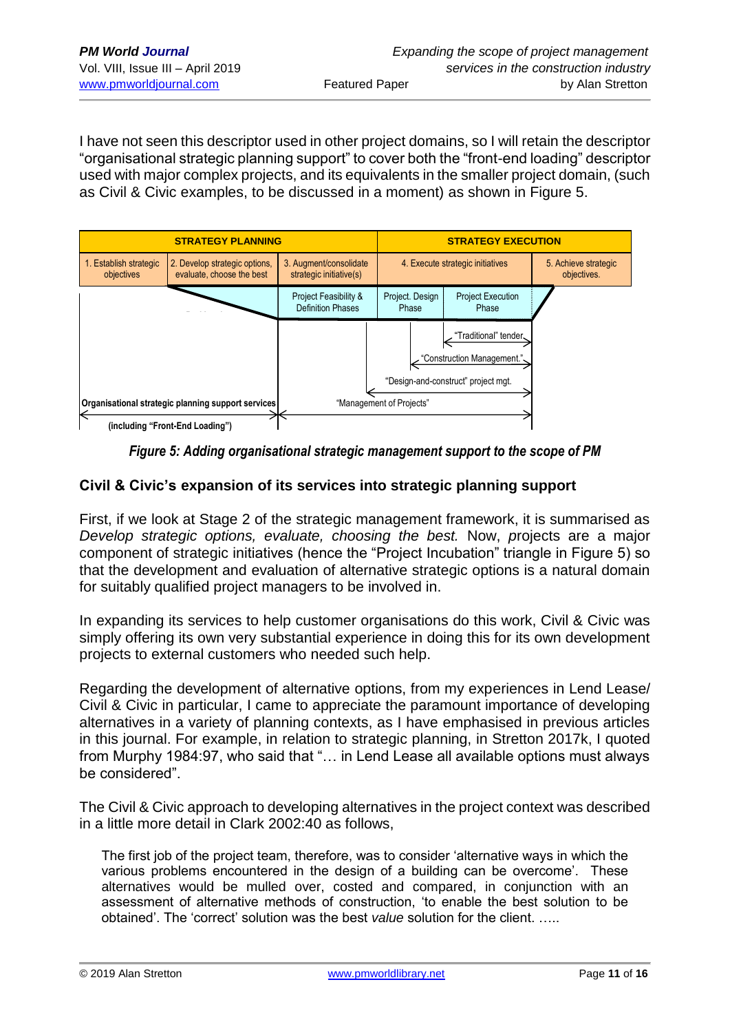I have not seen this descriptor used in other project domains, so I will retain the descriptor "organisational strategic planning support" to cover both the "front-end loading" descriptor used with major complex projects, and its equivalents in the smaller project domain, (such as Civil & Civic examples, to be discussed in a moment) as shown in Figure 5.

| STRATEGY PLANNING | | | STRATEGY EXECUTION | | |
|---|---|---|---|---|---|
| 1. Establish strategic objectives | 2. Develop strategic options, evaluate, choose the best | 3. Augment/consolidate strategic initiative(s) | 4. Execute strategic initiatives | | 5. Achieve strategic objectives. |
| | | Project Feasibility & Definition Phases | Project. Design Phase | Project Execution Phase | |

"Traditional" tender

"Construction Management."

"Design-and-construct" project mgt.

**Organisational strategic planning support services** — "Management of Projects"

**(including "Front-End Loading")**

***Figure 5: Adding organisational strategic management support to the scope of PM***

### Civil & Civic's expansion of its services into strategic planning support

First, if we look at Stage 2 of the strategic management framework, it is summarised as *Develop strategic options, evaluate, choosing the best.* Now, *p*rojects are a major component of strategic initiatives (hence the "Project Incubation" triangle in Figure 5) so that the development and evaluation of alternative strategic options is a natural domain for suitably qualified project managers to be involved in.

In expanding its services to help customer organisations do this work, Civil & Civic was simply offering its own very substantial experience in doing this for its own development projects to external customers who needed such help.

Regarding the development of alternative options, from my experiences in Lend Lease/ Civil & Civic in particular, I came to appreciate the paramount importance of developing alternatives in a variety of planning contexts, as I have emphasised in previous articles in this journal. For example, in relation to strategic planning, in Stretton 2017k, I quoted from Murphy 1984:97, who said that "… in Lend Lease all available options must always be considered".

The Civil & Civic approach to developing alternatives in the project context was described in a little more detail in Clark 2002:40 as follows,

> The first job of the project team, therefore, was to consider 'alternative ways in which the various problems encountered in the design of a building can be overcome'. These alternatives would be mulled over, costed and compared, in conjunction with an assessment of alternative methods of construction, 'to enable the best solution to be obtained'. The 'correct' solution was the best *value* solution for the client. …..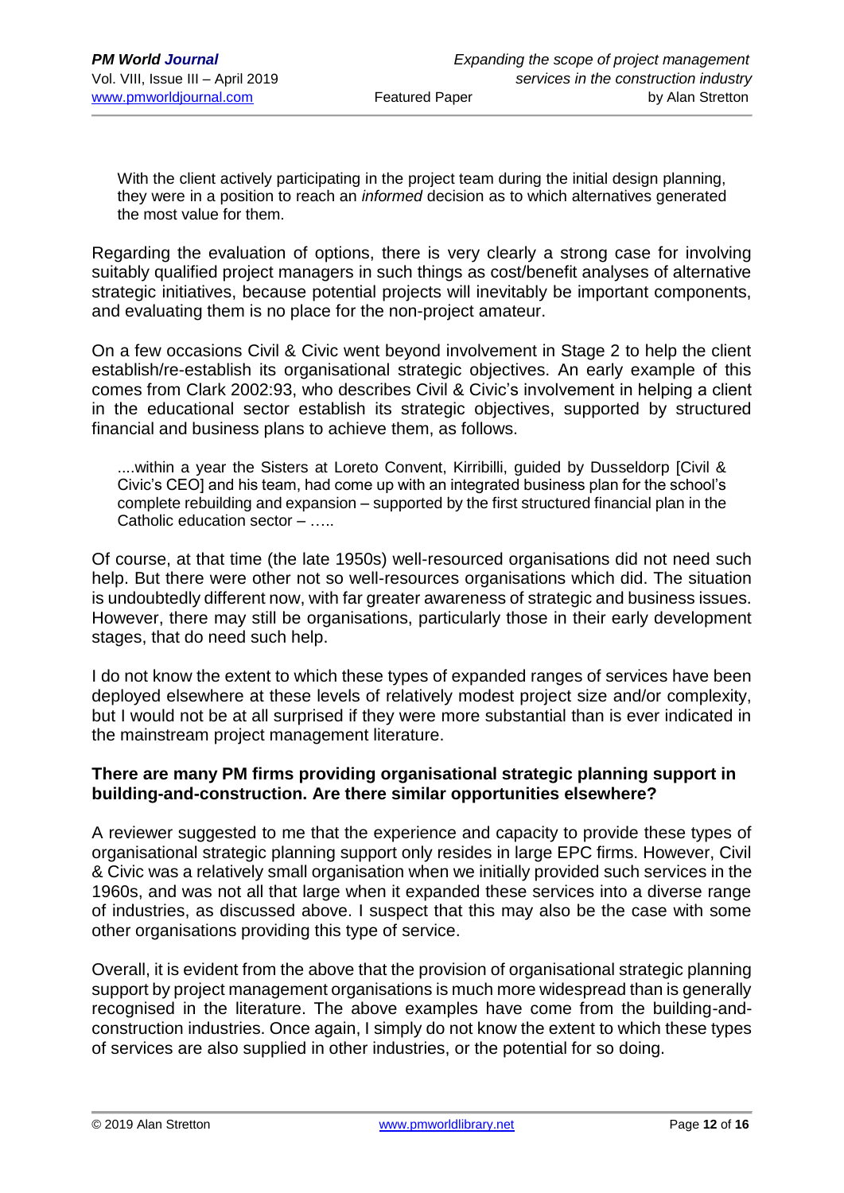> With the client actively participating in the project team during the initial design planning, they were in a position to reach an *informed* decision as to which alternatives generated the most value for them.

Regarding the evaluation of options, there is very clearly a strong case for involving suitably qualified project managers in such things as cost/benefit analyses of alternative strategic initiatives, because potential projects will inevitably be important components, and evaluating them is no place for the non-project amateur.

On a few occasions Civil & Civic went beyond involvement in Stage 2 to help the client establish/re-establish its organisational strategic objectives. An early example of this comes from Clark 2002:93, who describes Civil & Civic's involvement in helping a client in the educational sector establish its strategic objectives, supported by structured financial and business plans to achieve them, as follows.

> ....within a year the Sisters at Loreto Convent, Kirribilli, guided by Dusseldorp [Civil & Civic's CEO] and his team, had come up with an integrated business plan for the school's complete rebuilding and expansion – supported by the first structured financial plan in the Catholic education sector – …..

Of course, at that time (the late 1950s) well-resourced organisations did not need such help. But there were other not so well-resources organisations which did. The situation is undoubtedly different now, with far greater awareness of strategic and business issues. However, there may still be organisations, particularly those in their early development stages, that do need such help.

I do not know the extent to which these types of expanded ranges of services have been deployed elsewhere at these levels of relatively modest project size and/or complexity, but I would not be at all surprised if they were more substantial than is ever indicated in the mainstream project management literature.

### There are many PM firms providing organisational strategic planning support in building-and-construction. Are there similar opportunities elsewhere?

A reviewer suggested to me that the experience and capacity to provide these types of organisational strategic planning support only resides in large EPC firms. However, Civil & Civic was a relatively small organisation when we initially provided such services in the 1960s, and was not all that large when it expanded these services into a diverse range of industries, as discussed above. I suspect that this may also be the case with some other organisations providing this type of service.

Overall, it is evident from the above that the provision of organisational strategic planning support by project management organisations is much more widespread than is generally recognised in the literature. The above examples have come from the building-and-construction industries. Once again, I simply do not know the extent to which these types of services are also supplied in other industries, or the potential for so doing.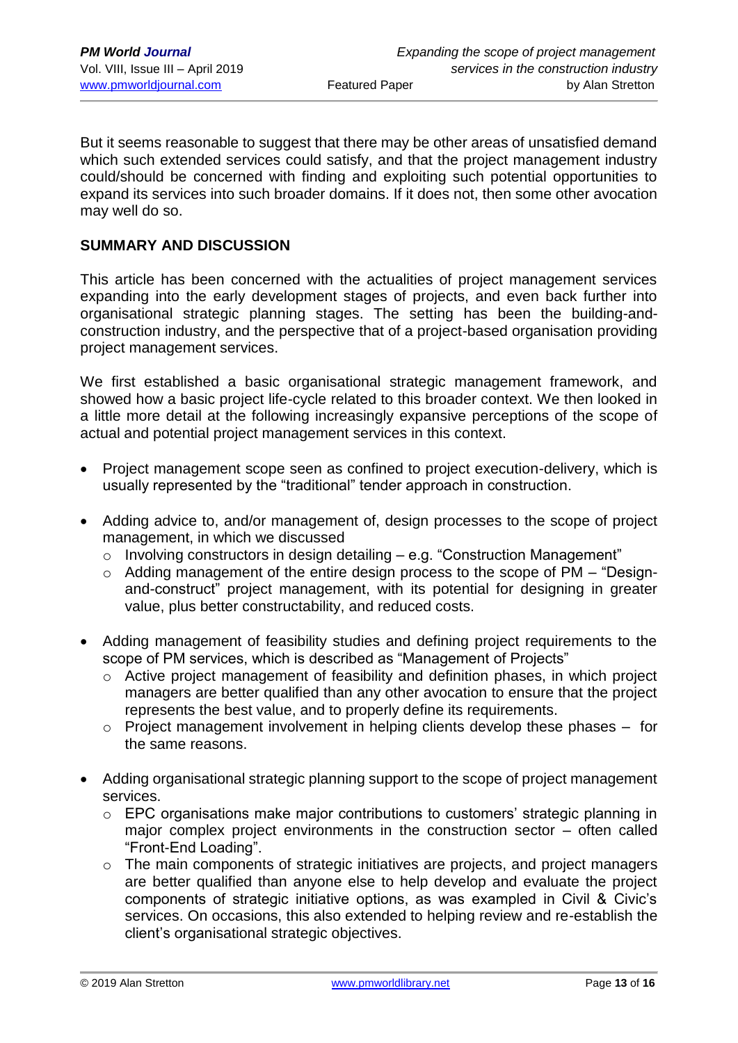But it seems reasonable to suggest that there may be other areas of unsatisfied demand which such extended services could satisfy, and that the project management industry could/should be concerned with finding and exploiting such potential opportunities to expand its services into such broader domains. If it does not, then some other avocation may well do so.

## SUMMARY AND DISCUSSION

This article has been concerned with the actualities of project management services expanding into the early development stages of projects, and even back further into organisational strategic planning stages. The setting has been the building-and-construction industry, and the perspective that of a project-based organisation providing project management services.

We first established a basic organisational strategic management framework, and showed how a basic project life-cycle related to this broader context. We then looked in a little more detail at the following increasingly expansive perceptions of the scope of actual and potential project management services in this context.

- Project management scope seen as confined to project execution-delivery, which is usually represented by the "traditional" tender approach in construction.
- Adding advice to, and/or management of, design processes to the scope of project management, in which we discussed
  - Involving constructors in design detailing – e.g. "Construction Management"
  - Adding management of the entire design process to the scope of PM – "Design-and-construct" project management, with its potential for designing in greater value, plus better constructability, and reduced costs.
- Adding management of feasibility studies and defining project requirements to the scope of PM services, which is described as "Management of Projects"
  - Active project management of feasibility and definition phases, in which project managers are better qualified than any other avocation to ensure that the project represents the best value, and to properly define its requirements.
  - Project management involvement in helping clients develop these phases – for the same reasons.
- Adding organisational strategic planning support to the scope of project management services.
  - EPC organisations make major contributions to customers' strategic planning in major complex project environments in the construction sector – often called "Front-End Loading".
  - The main components of strategic initiatives are projects, and project managers are better qualified than anyone else to help develop and evaluate the project components of strategic initiative options, as was exampled in Civil & Civic's services. On occasions, this also extended to helping review and re-establish the client's organisational strategic objectives.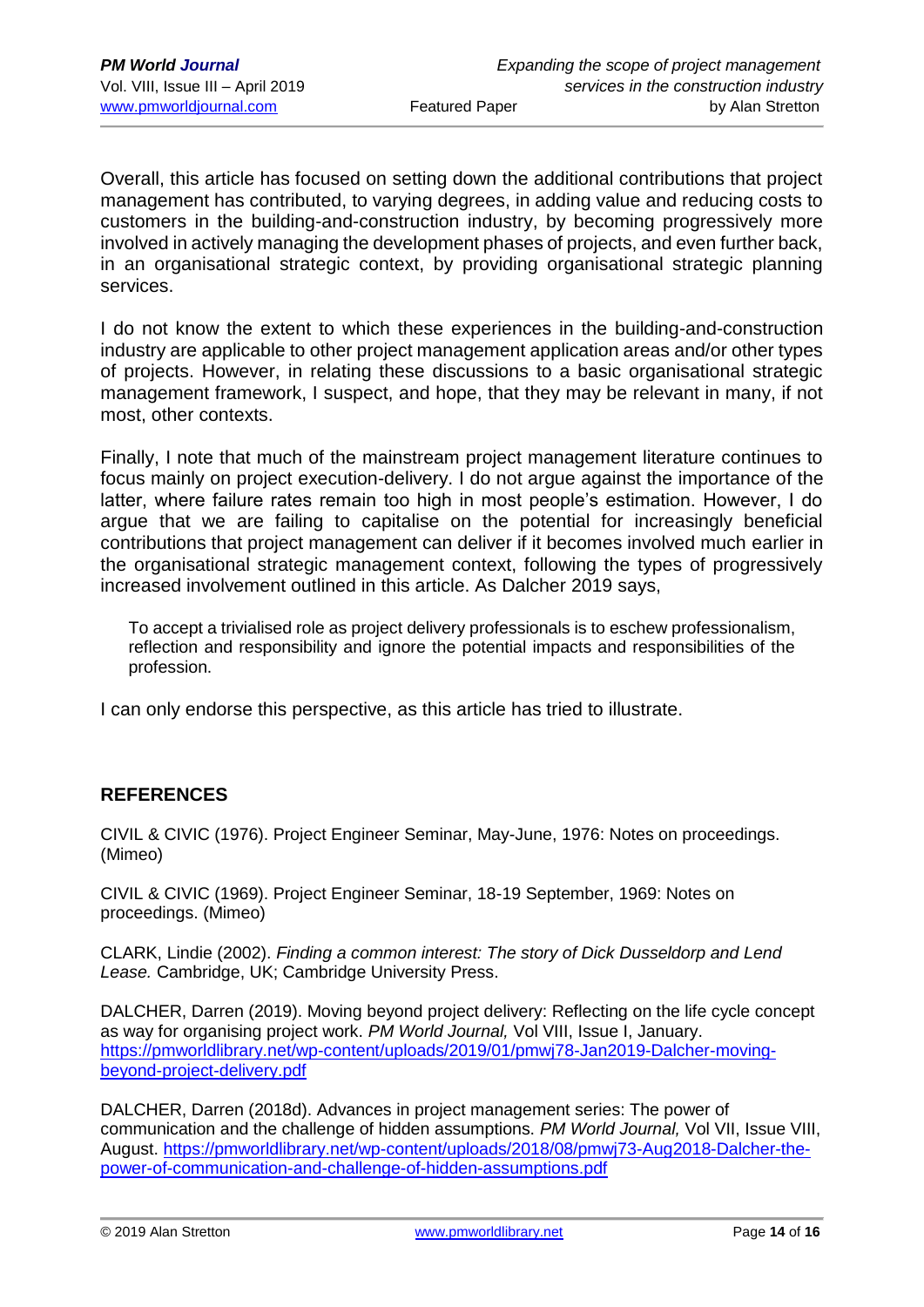Overall, this article has focused on setting down the additional contributions that project management has contributed, to varying degrees, in adding value and reducing costs to customers in the building-and-construction industry, by becoming progressively more involved in actively managing the development phases of projects, and even further back, in an organisational strategic context, by providing organisational strategic planning services.

I do not know the extent to which these experiences in the building-and-construction industry are applicable to other project management application areas and/or other types of projects. However, in relating these discussions to a basic organisational strategic management framework, I suspect, and hope, that they may be relevant in many, if not most, other contexts.

Finally, I note that much of the mainstream project management literature continues to focus mainly on project execution-delivery. I do not argue against the importance of the latter, where failure rates remain too high in most people's estimation. However, I do argue that we are failing to capitalise on the potential for increasingly beneficial contributions that project management can deliver if it becomes involved much earlier in the organisational strategic management context, following the types of progressively increased involvement outlined in this article. As Dalcher 2019 says,

> To accept a trivialised role as project delivery professionals is to eschew professionalism, reflection and responsibility and ignore the potential impacts and responsibilities of the profession.

I can only endorse this perspective, as this article has tried to illustrate.

## REFERENCES

CIVIL & CIVIC (1976). Project Engineer Seminar, May-June, 1976: Notes on proceedings. (Mimeo)

CIVIL & CIVIC (1969). Project Engineer Seminar, 18-19 September, 1969: Notes on proceedings. (Mimeo)

CLARK, Lindie (2002). *Finding a common interest: The story of Dick Dusseldorp and Lend Lease.* Cambridge, UK; Cambridge University Press.

DALCHER, Darren (2019). Moving beyond project delivery: Reflecting on the life cycle concept as way for organising project work. *PM World Journal,* Vol VIII, Issue I, January. https://pmworldlibrary.net/wp-content/uploads/2019/01/pmwj78-Jan2019-Dalcher-moving-beyond-project-delivery.pdf

DALCHER, Darren (2018d). Advances in project management series: The power of communication and the challenge of hidden assumptions. *PM World Journal,* Vol VII, Issue VIII, August. https://pmworldlibrary.net/wp-content/uploads/2018/08/pmwj73-Aug2018-Dalcher-the-power-of-communication-and-challenge-of-hidden-assumptions.pdf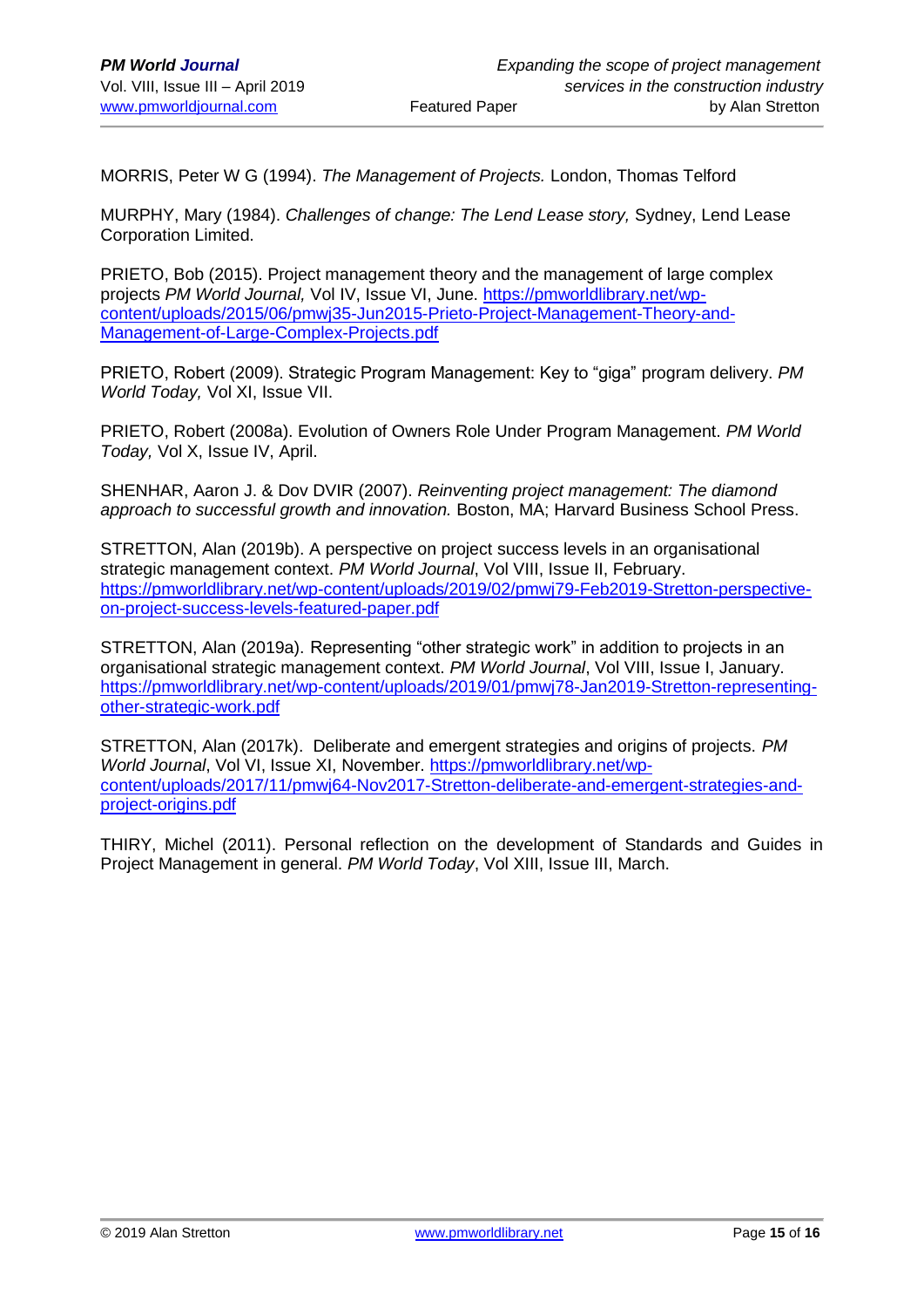MORRIS, Peter W G (1994). *The Management of Projects.* London, Thomas Telford

MURPHY, Mary (1984). *Challenges of change: The Lend Lease story,* Sydney, Lend Lease Corporation Limited.

PRIETO, Bob (2015). Project management theory and the management of large complex projects *PM World Journal,* Vol IV, Issue VI, June. https://pmworldlibrary.net/wp-content/uploads/2015/06/pmwj35-Jun2015-Prieto-Project-Management-Theory-and-Management-of-Large-Complex-Projects.pdf

PRIETO, Robert (2009). Strategic Program Management: Key to "giga" program delivery. *PM World Today,* Vol XI, Issue VII.

PRIETO, Robert (2008a). Evolution of Owners Role Under Program Management. *PM World Today,* Vol X, Issue IV, April.

SHENHAR, Aaron J. & Dov DVIR (2007). *Reinventing project management: The diamond approach to successful growth and innovation.* Boston, MA; Harvard Business School Press.

STRETTON, Alan (2019b). A perspective on project success levels in an organisational strategic management context. *PM World Journal*, Vol VIII, Issue II, February. https://pmworldlibrary.net/wp-content/uploads/2019/02/pmwj79-Feb2019-Stretton-perspective-on-project-success-levels-featured-paper.pdf

STRETTON, Alan (2019a). Representing "other strategic work" in addition to projects in an organisational strategic management context. *PM World Journal*, Vol VIII, Issue I, January. https://pmworldlibrary.net/wp-content/uploads/2019/01/pmwj78-Jan2019-Stretton-representing-other-strategic-work.pdf

STRETTON, Alan (2017k). Deliberate and emergent strategies and origins of projects. *PM World Journal*, Vol VI, Issue XI, November. https://pmworldlibrary.net/wp-content/uploads/2017/11/pmwj64-Nov2017-Stretton-deliberate-and-emergent-strategies-and-project-origins.pdf

THIRY, Michel (2011). Personal reflection on the development of Standards and Guides in Project Management in general. *PM World Today*, Vol XIII, Issue III, March.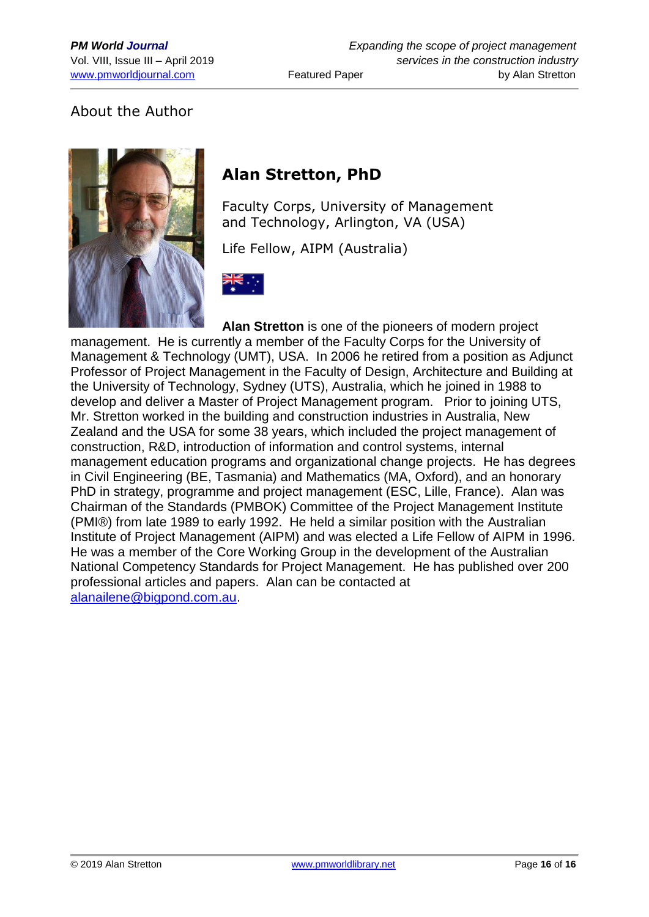## About the Author

### Alan Stretton, PhD

Faculty Corps, University of Management and Technology, Arlington, VA (USA)

Life Fellow, AIPM (Australia)

**Alan Stretton** is one of the pioneers of modern project management. He is currently a member of the Faculty Corps for the University of Management & Technology (UMT), USA. In 2006 he retired from a position as Adjunct Professor of Project Management in the Faculty of Design, Architecture and Building at the University of Technology, Sydney (UTS), Australia, which he joined in 1988 to develop and deliver a Master of Project Management program. Prior to joining UTS, Mr. Stretton worked in the building and construction industries in Australia, New Zealand and the USA for some 38 years, which included the project management of construction, R&D, introduction of information and control systems, internal management education programs and organizational change projects. He has degrees in Civil Engineering (BE, Tasmania) and Mathematics (MA, Oxford), and an honorary PhD in strategy, programme and project management (ESC, Lille, France). Alan was Chairman of the Standards (PMBOK) Committee of the Project Management Institute (PMI®) from late 1989 to early 1992. He held a similar position with the Australian Institute of Project Management (AIPM) and was elected a Life Fellow of AIPM in 1996. He was a member of the Core Working Group in the development of the Australian National Competency Standards for Project Management. He has published over 200 professional articles and papers. Alan can be contacted at alanailene@bigpond.com.au.